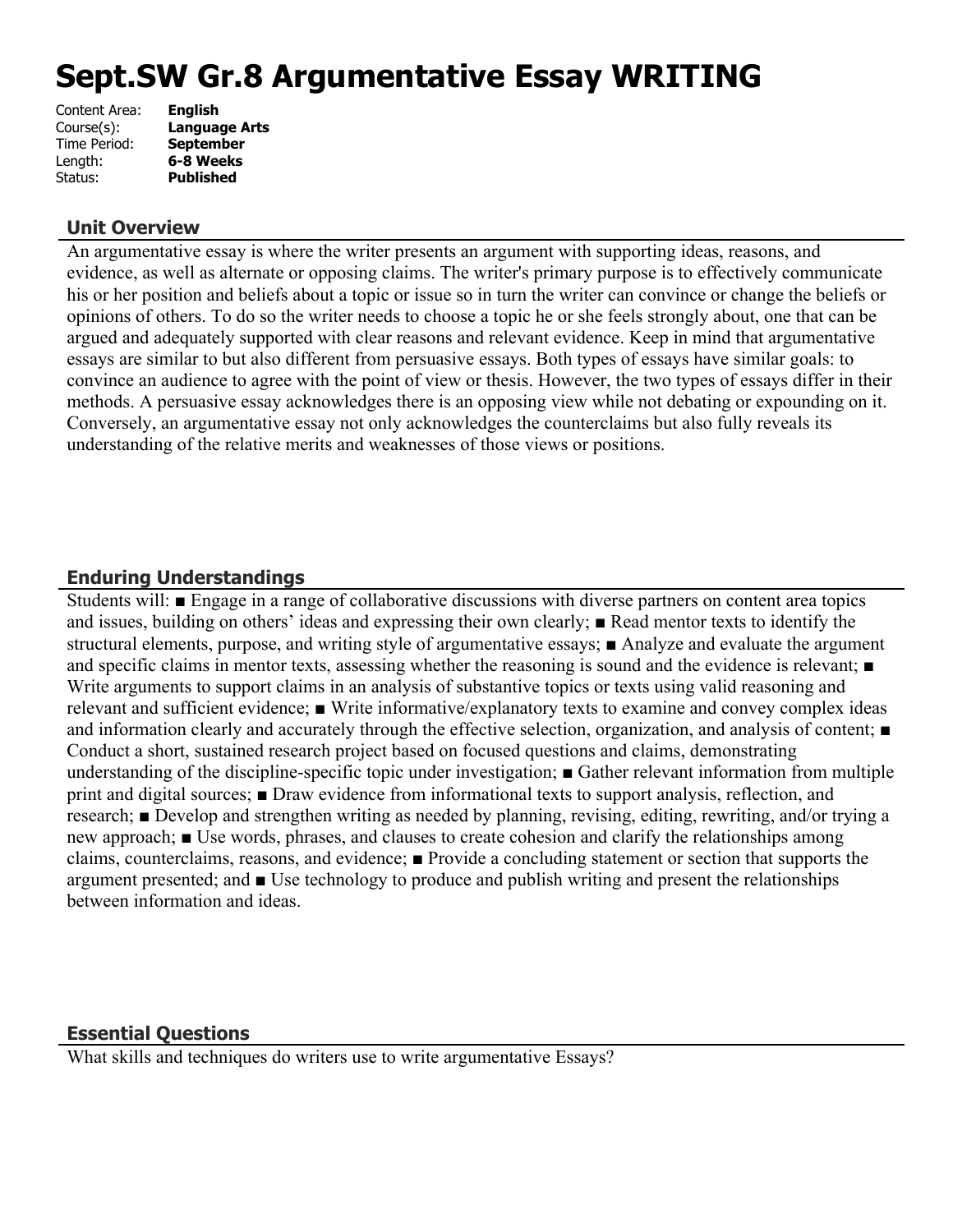# Sept.SW Gr.8 Argumentative Essay WRITING

| | |
|---|---|
| Content Area: | **English** |
| Course(s): | **Language Arts** |
| Time Period: | **September** |
| Length: | **6-8 Weeks** |
| Status: | **Published** |

## Unit Overview

An argumentative essay is where the writer presents an argument with supporting ideas, reasons, and evidence, as well as alternate or opposing claims. The writer's primary purpose is to effectively communicate his or her position and beliefs about a topic or issue so in turn the writer can convince or change the beliefs or opinions of others. To do so the writer needs to choose a topic he or she feels strongly about, one that can be argued and adequately supported with clear reasons and relevant evidence. Keep in mind that argumentative essays are similar to but also different from persuasive essays. Both types of essays have similar goals: to convince an audience to agree with the point of view or thesis. However, the two types of essays differ in their methods. A persuasive essay acknowledges there is an opposing view while not debating or expounding on it. Conversely, an argumentative essay not only acknowledges the counterclaims but also fully reveals its understanding of the relative merits and weaknesses of those views or positions.

## Enduring Understandings

Students will: ■ Engage in a range of collaborative discussions with diverse partners on content area topics and issues, building on others' ideas and expressing their own clearly; ■ Read mentor texts to identify the structural elements, purpose, and writing style of argumentative essays; ■ Analyze and evaluate the argument and specific claims in mentor texts, assessing whether the reasoning is sound and the evidence is relevant; ■ Write arguments to support claims in an analysis of substantive topics or texts using valid reasoning and relevant and sufficient evidence; ■ Write informative/explanatory texts to examine and convey complex ideas and information clearly and accurately through the effective selection, organization, and analysis of content; ■ Conduct a short, sustained research project based on focused questions and claims, demonstrating understanding of the discipline-specific topic under investigation; ■ Gather relevant information from multiple print and digital sources; ■ Draw evidence from informational texts to support analysis, reflection, and research; ■ Develop and strengthen writing as needed by planning, revising, editing, rewriting, and/or trying a new approach; ■ Use words, phrases, and clauses to create cohesion and clarify the relationships among claims, counterclaims, reasons, and evidence; ■ Provide a concluding statement or section that supports the argument presented; and ■ Use technology to produce and publish writing and present the relationships between information and ideas.

## Essential Questions

What skills and techniques do writers use to write argumentative Essays?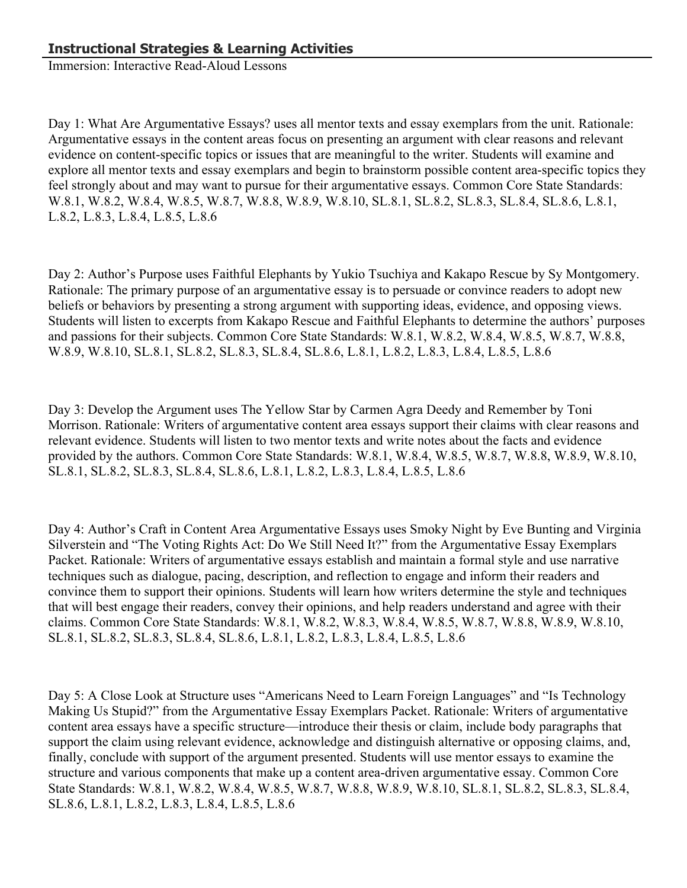## Instructional Strategies & Learning Activities

Immersion: Interactive Read-Aloud Lessons

Day 1: What Are Argumentative Essays? uses all mentor texts and essay exemplars from the unit. Rationale: Argumentative essays in the content areas focus on presenting an argument with clear reasons and relevant evidence on content-specific topics or issues that are meaningful to the writer. Students will examine and explore all mentor texts and essay exemplars and begin to brainstorm possible content area-specific topics they feel strongly about and may want to pursue for their argumentative essays. Common Core State Standards: W.8.1, W.8.2, W.8.4, W.8.5, W.8.7, W.8.8, W.8.9, W.8.10, SL.8.1, SL.8.2, SL.8.3, SL.8.4, SL.8.6, L.8.1, L.8.2, L.8.3, L.8.4, L.8.5, L.8.6

Day 2: Author's Purpose uses Faithful Elephants by Yukio Tsuchiya and Kakapo Rescue by Sy Montgomery. Rationale: The primary purpose of an argumentative essay is to persuade or convince readers to adopt new beliefs or behaviors by presenting a strong argument with supporting ideas, evidence, and opposing views. Students will listen to excerpts from Kakapo Rescue and Faithful Elephants to determine the authors' purposes and passions for their subjects. Common Core State Standards: W.8.1, W.8.2, W.8.4, W.8.5, W.8.7, W.8.8, W.8.9, W.8.10, SL.8.1, SL.8.2, SL.8.3, SL.8.4, SL.8.6, L.8.1, L.8.2, L.8.3, L.8.4, L.8.5, L.8.6

Day 3: Develop the Argument uses The Yellow Star by Carmen Agra Deedy and Remember by Toni Morrison. Rationale: Writers of argumentative content area essays support their claims with clear reasons and relevant evidence. Students will listen to two mentor texts and write notes about the facts and evidence provided by the authors. Common Core State Standards: W.8.1, W.8.4, W.8.5, W.8.7, W.8.8, W.8.9, W.8.10, SL.8.1, SL.8.2, SL.8.3, SL.8.4, SL.8.6, L.8.1, L.8.2, L.8.3, L.8.4, L.8.5, L.8.6

Day 4: Author's Craft in Content Area Argumentative Essays uses Smoky Night by Eve Bunting and Virginia Silverstein and "The Voting Rights Act: Do We Still Need It?" from the Argumentative Essay Exemplars Packet. Rationale: Writers of argumentative essays establish and maintain a formal style and use narrative techniques such as dialogue, pacing, description, and reflection to engage and inform their readers and convince them to support their opinions. Students will learn how writers determine the style and techniques that will best engage their readers, convey their opinions, and help readers understand and agree with their claims. Common Core State Standards: W.8.1, W.8.2, W.8.3, W.8.4, W.8.5, W.8.7, W.8.8, W.8.9, W.8.10, SL.8.1, SL.8.2, SL.8.3, SL.8.4, SL.8.6, L.8.1, L.8.2, L.8.3, L.8.4, L.8.5, L.8.6

Day 5: A Close Look at Structure uses "Americans Need to Learn Foreign Languages" and "Is Technology Making Us Stupid?" from the Argumentative Essay Exemplars Packet. Rationale: Writers of argumentative content area essays have a specific structure—introduce their thesis or claim, include body paragraphs that support the claim using relevant evidence, acknowledge and distinguish alternative or opposing claims, and, finally, conclude with support of the argument presented. Students will use mentor essays to examine the structure and various components that make up a content area-driven argumentative essay. Common Core State Standards: W.8.1, W.8.2, W.8.4, W.8.5, W.8.7, W.8.8, W.8.9, W.8.10, SL.8.1, SL.8.2, SL.8.3, SL.8.4, SL.8.6, L.8.1, L.8.2, L.8.3, L.8.4, L.8.5, L.8.6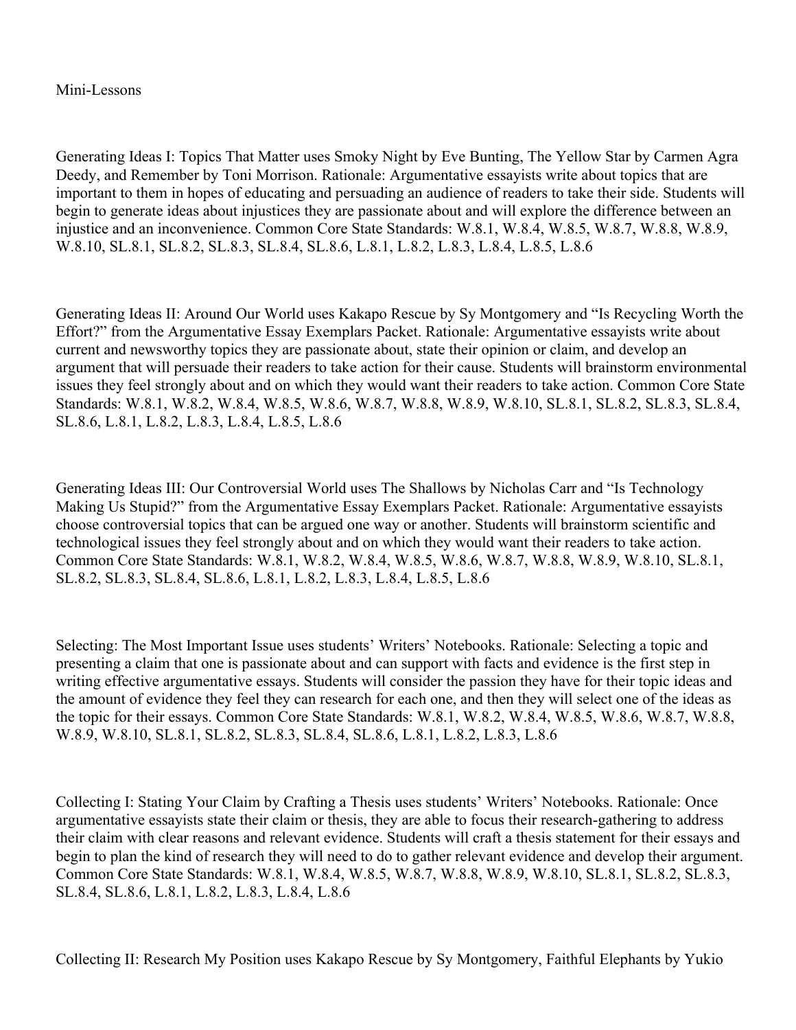Mini-Lessons

Generating Ideas I: Topics That Matter uses Smoky Night by Eve Bunting, The Yellow Star by Carmen Agra Deedy, and Remember by Toni Morrison. Rationale: Argumentative essayists write about topics that are important to them in hopes of educating and persuading an audience of readers to take their side. Students will begin to generate ideas about injustices they are passionate about and will explore the difference between an injustice and an inconvenience. Common Core State Standards: W.8.1, W.8.4, W.8.5, W.8.7, W.8.8, W.8.9, W.8.10, SL.8.1, SL.8.2, SL.8.3, SL.8.4, SL.8.6, L.8.1, L.8.2, L.8.3, L.8.4, L.8.5, L.8.6

Generating Ideas II: Around Our World uses Kakapo Rescue by Sy Montgomery and "Is Recycling Worth the Effort?" from the Argumentative Essay Exemplars Packet. Rationale: Argumentative essayists write about current and newsworthy topics they are passionate about, state their opinion or claim, and develop an argument that will persuade their readers to take action for their cause. Students will brainstorm environmental issues they feel strongly about and on which they would want their readers to take action. Common Core State Standards: W.8.1, W.8.2, W.8.4, W.8.5, W.8.6, W.8.7, W.8.8, W.8.9, W.8.10, SL.8.1, SL.8.2, SL.8.3, SL.8.4, SL.8.6, L.8.1, L.8.2, L.8.3, L.8.4, L.8.5, L.8.6

Generating Ideas III: Our Controversial World uses The Shallows by Nicholas Carr and "Is Technology Making Us Stupid?" from the Argumentative Essay Exemplars Packet. Rationale: Argumentative essayists choose controversial topics that can be argued one way or another. Students will brainstorm scientific and technological issues they feel strongly about and on which they would want their readers to take action. Common Core State Standards: W.8.1, W.8.2, W.8.4, W.8.5, W.8.6, W.8.7, W.8.8, W.8.9, W.8.10, SL.8.1, SL.8.2, SL.8.3, SL.8.4, SL.8.6, L.8.1, L.8.2, L.8.3, L.8.4, L.8.5, L.8.6

Selecting: The Most Important Issue uses students' Writers' Notebooks. Rationale: Selecting a topic and presenting a claim that one is passionate about and can support with facts and evidence is the first step in writing effective argumentative essays. Students will consider the passion they have for their topic ideas and the amount of evidence they feel they can research for each one, and then they will select one of the ideas as the topic for their essays. Common Core State Standards: W.8.1, W.8.2, W.8.4, W.8.5, W.8.6, W.8.7, W.8.8, W.8.9, W.8.10, SL.8.1, SL.8.2, SL.8.3, SL.8.4, SL.8.6, L.8.1, L.8.2, L.8.3, L.8.6

Collecting I: Stating Your Claim by Crafting a Thesis uses students' Writers' Notebooks. Rationale: Once argumentative essayists state their claim or thesis, they are able to focus their research-gathering to address their claim with clear reasons and relevant evidence. Students will craft a thesis statement for their essays and begin to plan the kind of research they will need to do to gather relevant evidence and develop their argument. Common Core State Standards: W.8.1, W.8.4, W.8.5, W.8.7, W.8.8, W.8.9, W.8.10, SL.8.1, SL.8.2, SL.8.3, SL.8.4, SL.8.6, L.8.1, L.8.2, L.8.3, L.8.4, L.8.6

Collecting II: Research My Position uses Kakapo Rescue by Sy Montgomery, Faithful Elephants by Yukio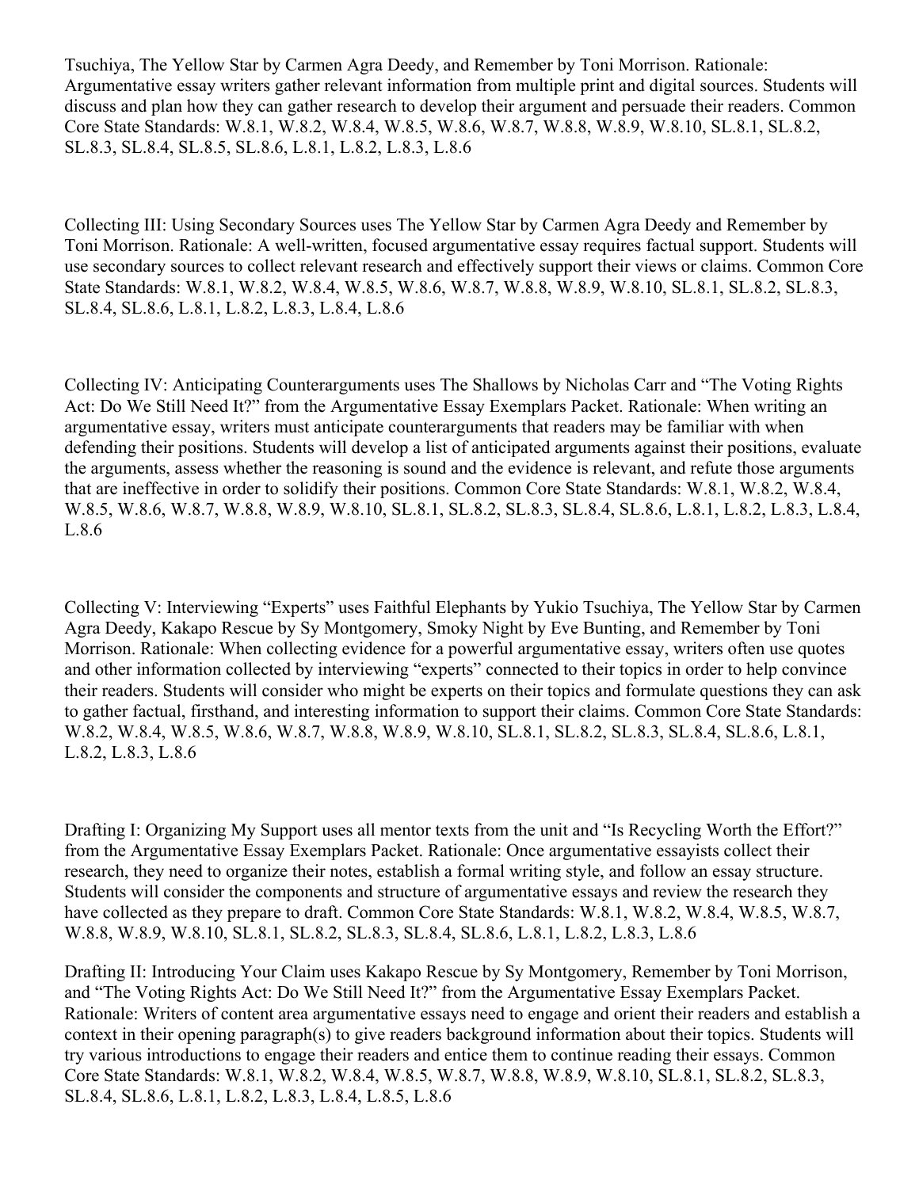Tsuchiya, The Yellow Star by Carmen Agra Deedy, and Remember by Toni Morrison. Rationale: Argumentative essay writers gather relevant information from multiple print and digital sources. Students will discuss and plan how they can gather research to develop their argument and persuade their readers. Common Core State Standards: W.8.1, W.8.2, W.8.4, W.8.5, W.8.6, W.8.7, W.8.8, W.8.9, W.8.10, SL.8.1, SL.8.2, SL.8.3, SL.8.4, SL.8.5, SL.8.6, L.8.1, L.8.2, L.8.3, L.8.6

Collecting III: Using Secondary Sources uses The Yellow Star by Carmen Agra Deedy and Remember by Toni Morrison. Rationale: A well-written, focused argumentative essay requires factual support. Students will use secondary sources to collect relevant research and effectively support their views or claims. Common Core State Standards: W.8.1, W.8.2, W.8.4, W.8.5, W.8.6, W.8.7, W.8.8, W.8.9, W.8.10, SL.8.1, SL.8.2, SL.8.3, SL.8.4, SL.8.6, L.8.1, L.8.2, L.8.3, L.8.4, L.8.6

Collecting IV: Anticipating Counterarguments uses The Shallows by Nicholas Carr and "The Voting Rights Act: Do We Still Need It?" from the Argumentative Essay Exemplars Packet. Rationale: When writing an argumentative essay, writers must anticipate counterarguments that readers may be familiar with when defending their positions. Students will develop a list of anticipated arguments against their positions, evaluate the arguments, assess whether the reasoning is sound and the evidence is relevant, and refute those arguments that are ineffective in order to solidify their positions. Common Core State Standards: W.8.1, W.8.2, W.8.4, W.8.5, W.8.6, W.8.7, W.8.8, W.8.9, W.8.10, SL.8.1, SL.8.2, SL.8.3, SL.8.4, SL.8.6, L.8.1, L.8.2, L.8.3, L.8.4, L.8.6

Collecting V: Interviewing "Experts" uses Faithful Elephants by Yukio Tsuchiya, The Yellow Star by Carmen Agra Deedy, Kakapo Rescue by Sy Montgomery, Smoky Night by Eve Bunting, and Remember by Toni Morrison. Rationale: When collecting evidence for a powerful argumentative essay, writers often use quotes and other information collected by interviewing "experts" connected to their topics in order to help convince their readers. Students will consider who might be experts on their topics and formulate questions they can ask to gather factual, firsthand, and interesting information to support their claims. Common Core State Standards: W.8.2, W.8.4, W.8.5, W.8.6, W.8.7, W.8.8, W.8.9, W.8.10, SL.8.1, SL.8.2, SL.8.3, SL.8.4, SL.8.6, L.8.1, L.8.2, L.8.3, L.8.6

Drafting I: Organizing My Support uses all mentor texts from the unit and "Is Recycling Worth the Effort?" from the Argumentative Essay Exemplars Packet. Rationale: Once argumentative essayists collect their research, they need to organize their notes, establish a formal writing style, and follow an essay structure. Students will consider the components and structure of argumentative essays and review the research they have collected as they prepare to draft. Common Core State Standards: W.8.1, W.8.2, W.8.4, W.8.5, W.8.7, W.8.8, W.8.9, W.8.10, SL.8.1, SL.8.2, SL.8.3, SL.8.4, SL.8.6, L.8.1, L.8.2, L.8.3, L.8.6

Drafting II: Introducing Your Claim uses Kakapo Rescue by Sy Montgomery, Remember by Toni Morrison, and "The Voting Rights Act: Do We Still Need It?" from the Argumentative Essay Exemplars Packet. Rationale: Writers of content area argumentative essays need to engage and orient their readers and establish a context in their opening paragraph(s) to give readers background information about their topics. Students will try various introductions to engage their readers and entice them to continue reading their essays. Common Core State Standards: W.8.1, W.8.2, W.8.4, W.8.5, W.8.7, W.8.8, W.8.9, W.8.10, SL.8.1, SL.8.2, SL.8.3, SL.8.4, SL.8.6, L.8.1, L.8.2, L.8.3, L.8.4, L.8.5, L.8.6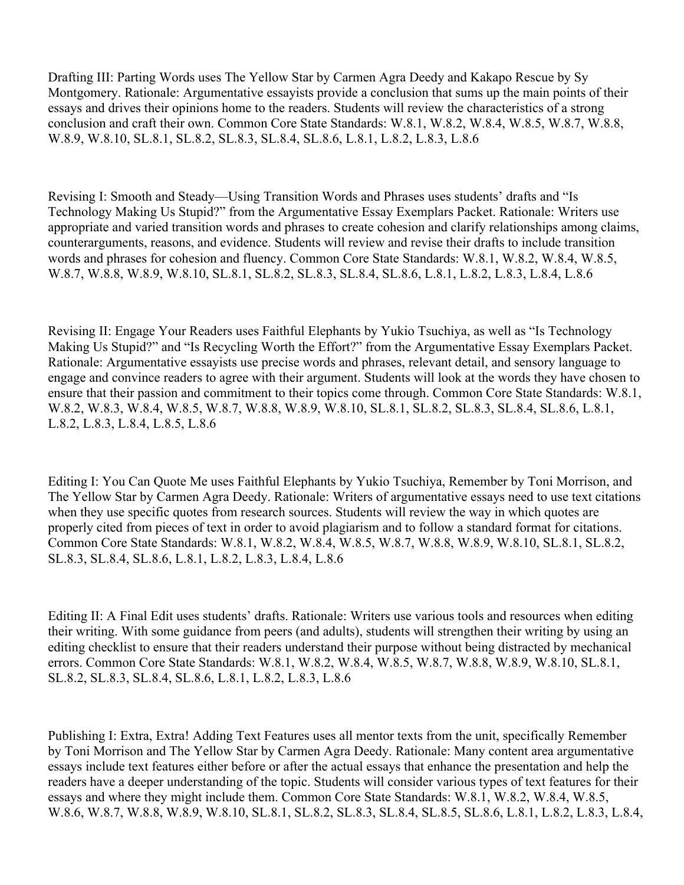Drafting III: Parting Words uses The Yellow Star by Carmen Agra Deedy and Kakapo Rescue by Sy Montgomery. Rationale: Argumentative essayists provide a conclusion that sums up the main points of their essays and drives their opinions home to the readers. Students will review the characteristics of a strong conclusion and craft their own. Common Core State Standards: W.8.1, W.8.2, W.8.4, W.8.5, W.8.7, W.8.8, W.8.9, W.8.10, SL.8.1, SL.8.2, SL.8.3, SL.8.4, SL.8.6, L.8.1, L.8.2, L.8.3, L.8.6

Revising I: Smooth and Steady—Using Transition Words and Phrases uses students' drafts and "Is Technology Making Us Stupid?" from the Argumentative Essay Exemplars Packet. Rationale: Writers use appropriate and varied transition words and phrases to create cohesion and clarify relationships among claims, counterarguments, reasons, and evidence. Students will review and revise their drafts to include transition words and phrases for cohesion and fluency. Common Core State Standards: W.8.1, W.8.2, W.8.4, W.8.5, W.8.7, W.8.8, W.8.9, W.8.10, SL.8.1, SL.8.2, SL.8.3, SL.8.4, SL.8.6, L.8.1, L.8.2, L.8.3, L.8.4, L.8.6

Revising II: Engage Your Readers uses Faithful Elephants by Yukio Tsuchiya, as well as "Is Technology Making Us Stupid?" and "Is Recycling Worth the Effort?" from the Argumentative Essay Exemplars Packet. Rationale: Argumentative essayists use precise words and phrases, relevant detail, and sensory language to engage and convince readers to agree with their argument. Students will look at the words they have chosen to ensure that their passion and commitment to their topics come through. Common Core State Standards: W.8.1, W.8.2, W.8.3, W.8.4, W.8.5, W.8.7, W.8.8, W.8.9, W.8.10, SL.8.1, SL.8.2, SL.8.3, SL.8.4, SL.8.6, L.8.1, L.8.2, L.8.3, L.8.4, L.8.5, L.8.6

Editing I: You Can Quote Me uses Faithful Elephants by Yukio Tsuchiya, Remember by Toni Morrison, and The Yellow Star by Carmen Agra Deedy. Rationale: Writers of argumentative essays need to use text citations when they use specific quotes from research sources. Students will review the way in which quotes are properly cited from pieces of text in order to avoid plagiarism and to follow a standard format for citations. Common Core State Standards: W.8.1, W.8.2, W.8.4, W.8.5, W.8.7, W.8.8, W.8.9, W.8.10, SL.8.1, SL.8.2, SL.8.3, SL.8.4, SL.8.6, L.8.1, L.8.2, L.8.3, L.8.4, L.8.6

Editing II: A Final Edit uses students' drafts. Rationale: Writers use various tools and resources when editing their writing. With some guidance from peers (and adults), students will strengthen their writing by using an editing checklist to ensure that their readers understand their purpose without being distracted by mechanical errors. Common Core State Standards: W.8.1, W.8.2, W.8.4, W.8.5, W.8.7, W.8.8, W.8.9, W.8.10, SL.8.1, SL.8.2, SL.8.3, SL.8.4, SL.8.6, L.8.1, L.8.2, L.8.3, L.8.6

Publishing I: Extra, Extra! Adding Text Features uses all mentor texts from the unit, specifically Remember by Toni Morrison and The Yellow Star by Carmen Agra Deedy. Rationale: Many content area argumentative essays include text features either before or after the actual essays that enhance the presentation and help the readers have a deeper understanding of the topic. Students will consider various types of text features for their essays and where they might include them. Common Core State Standards: W.8.1, W.8.2, W.8.4, W.8.5, W.8.6, W.8.7, W.8.8, W.8.9, W.8.10, SL.8.1, SL.8.2, SL.8.3, SL.8.4, SL.8.5, SL.8.6, L.8.1, L.8.2, L.8.3, L.8.4,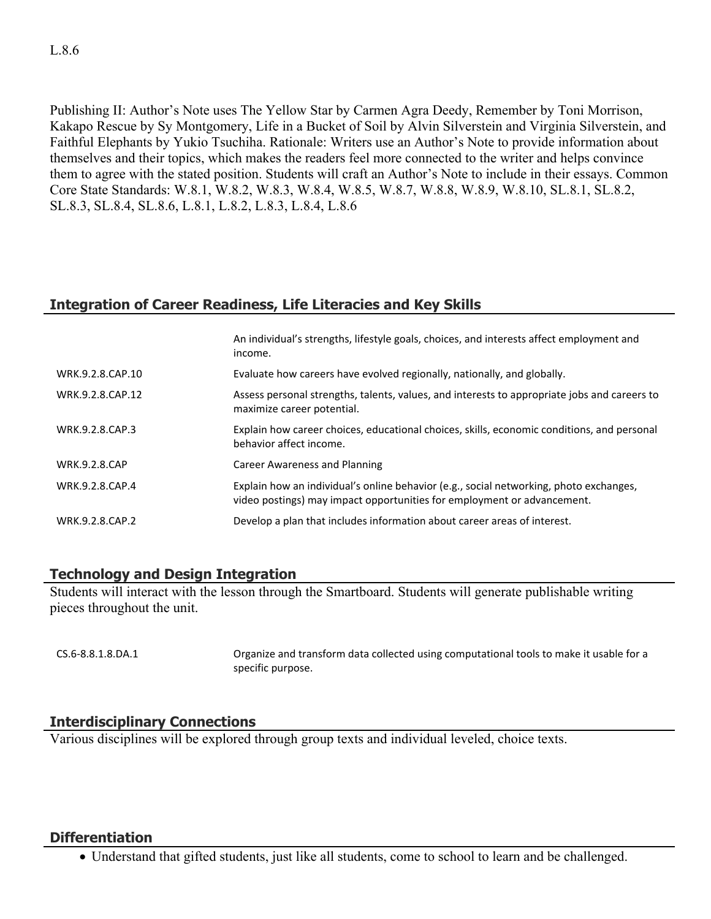L.8.6

Publishing II: Author's Note uses The Yellow Star by Carmen Agra Deedy, Remember by Toni Morrison, Kakapo Rescue by Sy Montgomery, Life in a Bucket of Soil by Alvin Silverstein and Virginia Silverstein, and Faithful Elephants by Yukio Tsuchiha. Rationale: Writers use an Author's Note to provide information about themselves and their topics, which makes the readers feel more connected to the writer and helps convince them to agree with the stated position. Students will craft an Author's Note to include in their essays. Common Core State Standards: W.8.1, W.8.2, W.8.3, W.8.4, W.8.5, W.8.7, W.8.8, W.8.9, W.8.10, SL.8.1, SL.8.2, SL.8.3, SL.8.4, SL.8.6, L.8.1, L.8.2, L.8.3, L.8.4, L.8.6

## Integration of Career Readiness, Life Literacies and Key Skills

| | |
|---|---|
| | An individual's strengths, lifestyle goals, choices, and interests affect employment and income. |
| WRK.9.2.8.CAP.10 | Evaluate how careers have evolved regionally, nationally, and globally. |
| WRK.9.2.8.CAP.12 | Assess personal strengths, talents, values, and interests to appropriate jobs and careers to maximize career potential. |
| WRK.9.2.8.CAP.3 | Explain how career choices, educational choices, skills, economic conditions, and personal behavior affect income. |
| WRK.9.2.8.CAP | Career Awareness and Planning |
| WRK.9.2.8.CAP.4 | Explain how an individual's online behavior (e.g., social networking, photo exchanges, video postings) may impact opportunities for employment or advancement. |
| WRK.9.2.8.CAP.2 | Develop a plan that includes information about career areas of interest. |

## Technology and Design Integration

Students will interact with the lesson through the Smartboard. Students will generate publishable writing pieces throughout the unit.

| | |
|---|---|
| CS.6-8.8.1.8.DA.1 | Organize and transform data collected using computational tools to make it usable for a specific purpose. |

## Interdisciplinary Connections

Various disciplines will be explored through group texts and individual leveled, choice texts.

## Differentiation

- Understand that gifted students, just like all students, come to school to learn and be challenged.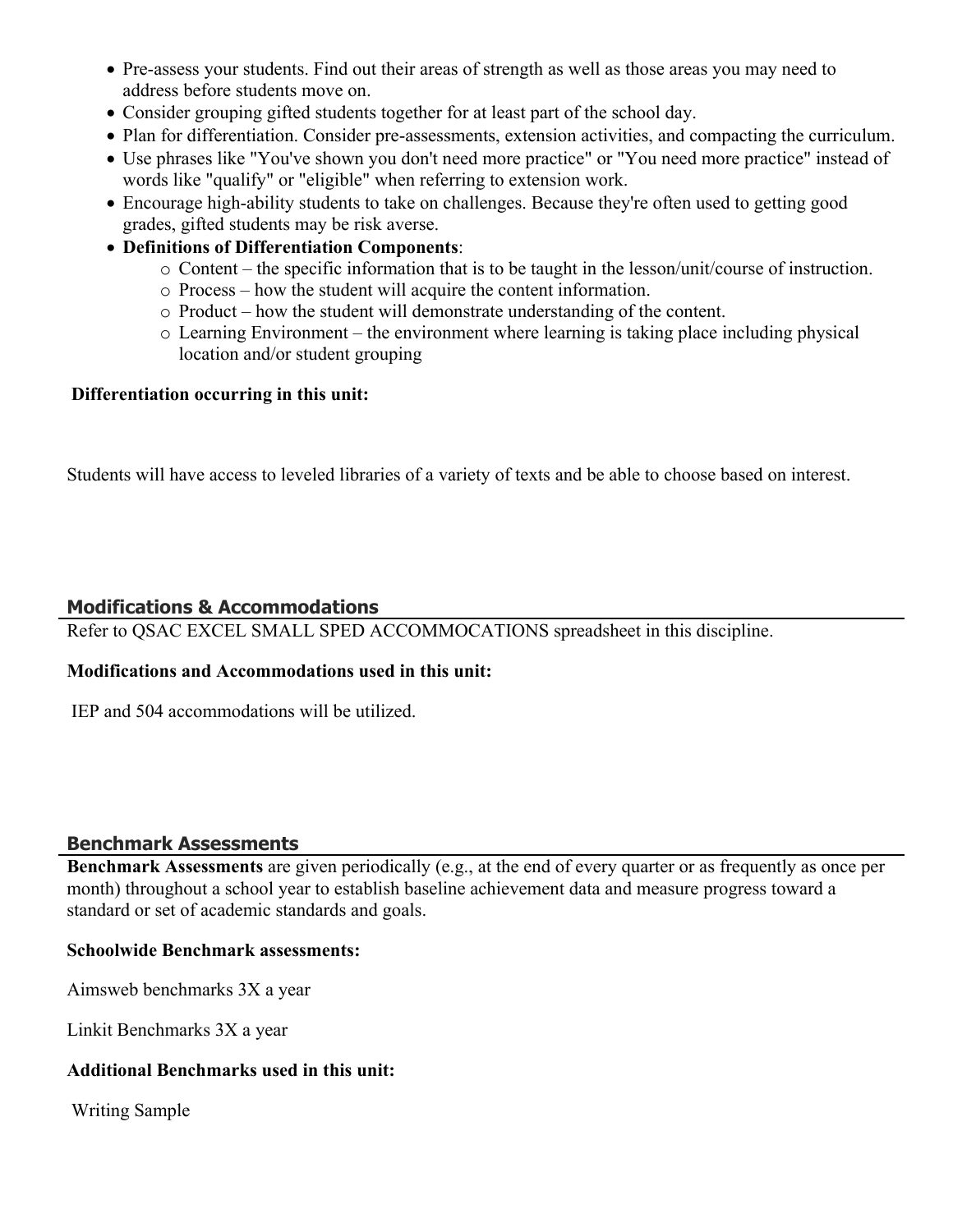- Pre-assess your students. Find out their areas of strength as well as those areas you may need to address before students move on.
- Consider grouping gifted students together for at least part of the school day.
- Plan for differentiation. Consider pre-assessments, extension activities, and compacting the curriculum.
- Use phrases like "You've shown you don't need more practice" or "You need more practice" instead of words like "qualify" or "eligible" when referring to extension work.
- Encourage high-ability students to take on challenges. Because they're often used to getting good grades, gifted students may be risk averse.
- **Definitions of Differentiation Components**:
    - Content – the specific information that is to be taught in the lesson/unit/course of instruction.
    - Process – how the student will acquire the content information.
    - Product – how the student will demonstrate understanding of the content.
    - Learning Environment – the environment where learning is taking place including physical location and/or student grouping

**Differentiation occurring in this unit:**

Students will have access to leveled libraries of a variety of texts and be able to choose based on interest.

## Modifications & Accommodations

Refer to QSAC EXCEL SMALL SPED ACCOMMOCATIONS spreadsheet in this discipline.

**Modifications and Accommodations used in this unit:**

IEP and 504 accommodations will be utilized.

## Benchmark Assessments

**Benchmark Assessments** are given periodically (e.g., at the end of every quarter or as frequently as once per month) throughout a school year to establish baseline achievement data and measure progress toward a standard or set of academic standards and goals.

**Schoolwide Benchmark assessments:**

Aimsweb benchmarks 3X a year

Linkit Benchmarks 3X a year

**Additional Benchmarks used in this unit:**

Writing Sample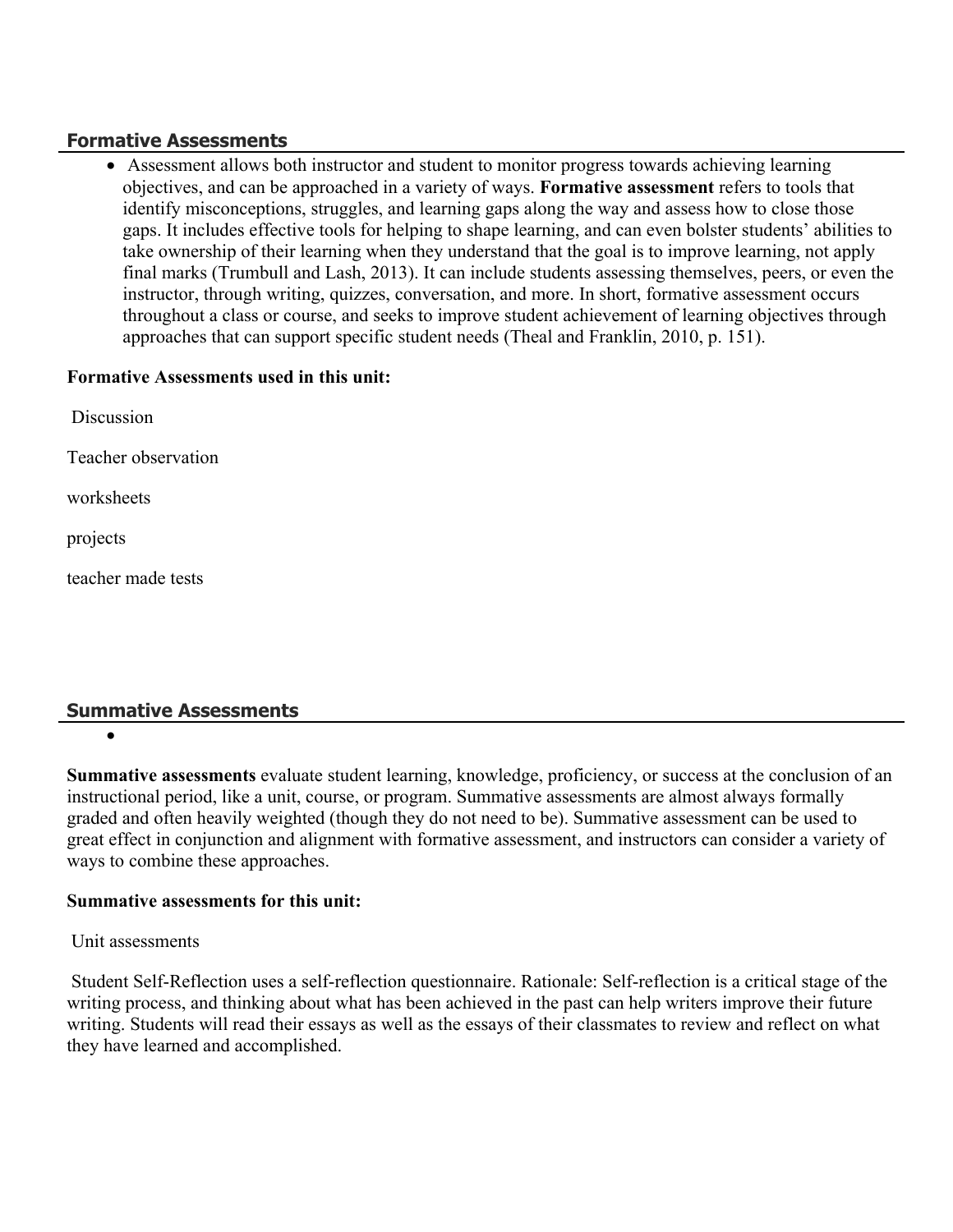## Formative Assessments

- Assessment allows both instructor and student to monitor progress towards achieving learning objectives, and can be approached in a variety of ways. **Formative assessment** refers to tools that identify misconceptions, struggles, and learning gaps along the way and assess how to close those gaps. It includes effective tools for helping to shape learning, and can even bolster students' abilities to take ownership of their learning when they understand that the goal is to improve learning, not apply final marks (Trumbull and Lash, 2013). It can include students assessing themselves, peers, or even the instructor, through writing, quizzes, conversation, and more. In short, formative assessment occurs throughout a class or course, and seeks to improve student achievement of learning objectives through approaches that can support specific student needs (Theal and Franklin, 2010, p. 151).

**Formative Assessments used in this unit:**

Discussion

Teacher observation

worksheets

projects

teacher made tests

## Summative Assessments

- 

**Summative assessments** evaluate student learning, knowledge, proficiency, or success at the conclusion of an instructional period, like a unit, course, or program. Summative assessments are almost always formally graded and often heavily weighted (though they do not need to be). Summative assessment can be used to great effect in conjunction and alignment with formative assessment, and instructors can consider a variety of ways to combine these approaches.

**Summative assessments for this unit:**

Unit assessments

Student Self-Reflection uses a self-reflection questionnaire. Rationale: Self-reflection is a critical stage of the writing process, and thinking about what has been achieved in the past can help writers improve their future writing. Students will read their essays as well as the essays of their classmates to review and reflect on what they have learned and accomplished.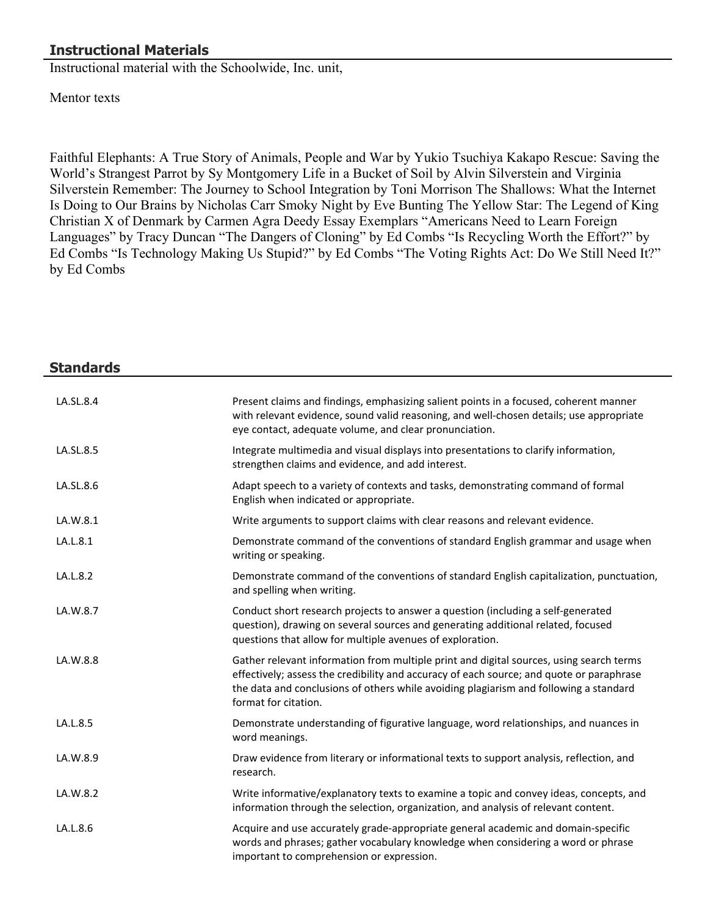## Instructional Materials

Instructional material with the Schoolwide, Inc. unit,

Mentor texts

Faithful Elephants: A True Story of Animals, People and War by Yukio Tsuchiya Kakapo Rescue: Saving the World's Strangest Parrot by Sy Montgomery Life in a Bucket of Soil by Alvin Silverstein and Virginia Silverstein Remember: The Journey to School Integration by Toni Morrison The Shallows: What the Internet Is Doing to Our Brains by Nicholas Carr Smoky Night by Eve Bunting The Yellow Star: The Legend of King Christian X of Denmark by Carmen Agra Deedy Essay Exemplars "Americans Need to Learn Foreign Languages" by Tracy Duncan "The Dangers of Cloning" by Ed Combs "Is Recycling Worth the Effort?" by Ed Combs "Is Technology Making Us Stupid?" by Ed Combs "The Voting Rights Act: Do We Still Need It?" by Ed Combs

## Standards

| | |
|---|---|
| LA.SL.8.4 | Present claims and findings, emphasizing salient points in a focused, coherent manner with relevant evidence, sound valid reasoning, and well-chosen details; use appropriate eye contact, adequate volume, and clear pronunciation. |
| LA.SL.8.5 | Integrate multimedia and visual displays into presentations to clarify information, strengthen claims and evidence, and add interest. |
| LA.SL.8.6 | Adapt speech to a variety of contexts and tasks, demonstrating command of formal English when indicated or appropriate. |
| LA.W.8.1 | Write arguments to support claims with clear reasons and relevant evidence. |
| LA.L.8.1 | Demonstrate command of the conventions of standard English grammar and usage when writing or speaking. |
| LA.L.8.2 | Demonstrate command of the conventions of standard English capitalization, punctuation, and spelling when writing. |
| LA.W.8.7 | Conduct short research projects to answer a question (including a self-generated question), drawing on several sources and generating additional related, focused questions that allow for multiple avenues of exploration. |
| LA.W.8.8 | Gather relevant information from multiple print and digital sources, using search terms effectively; assess the credibility and accuracy of each source; and quote or paraphrase the data and conclusions of others while avoiding plagiarism and following a standard format for citation. |
| LA.L.8.5 | Demonstrate understanding of figurative language, word relationships, and nuances in word meanings. |
| LA.W.8.9 | Draw evidence from literary or informational texts to support analysis, reflection, and research. |
| LA.W.8.2 | Write informative/explanatory texts to examine a topic and convey ideas, concepts, and information through the selection, organization, and analysis of relevant content. |
| LA.L.8.6 | Acquire and use accurately grade-appropriate general academic and domain-specific words and phrases; gather vocabulary knowledge when considering a word or phrase important to comprehension or expression. |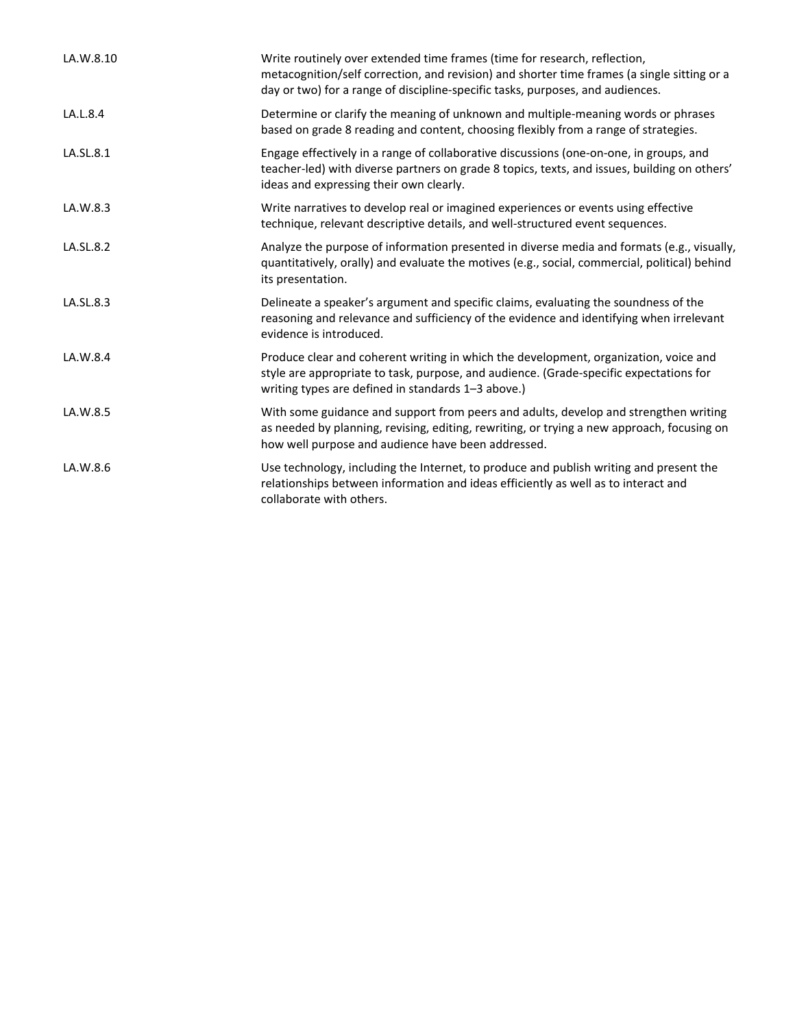| | |
|---|---|
| LA.W.8.10 | Write routinely over extended time frames (time for research, reflection, metacognition/self correction, and revision) and shorter time frames (a single sitting or a day or two) for a range of discipline-specific tasks, purposes, and audiences. |
| LA.L.8.4 | Determine or clarify the meaning of unknown and multiple-meaning words or phrases based on grade 8 reading and content, choosing flexibly from a range of strategies. |
| LA.SL.8.1 | Engage effectively in a range of collaborative discussions (one-on-one, in groups, and teacher-led) with diverse partners on grade 8 topics, texts, and issues, building on others' ideas and expressing their own clearly. |
| LA.W.8.3 | Write narratives to develop real or imagined experiences or events using effective technique, relevant descriptive details, and well-structured event sequences. |
| LA.SL.8.2 | Analyze the purpose of information presented in diverse media and formats (e.g., visually, quantitatively, orally) and evaluate the motives (e.g., social, commercial, political) behind its presentation. |
| LA.SL.8.3 | Delineate a speaker's argument and specific claims, evaluating the soundness of the reasoning and relevance and sufficiency of the evidence and identifying when irrelevant evidence is introduced. |
| LA.W.8.4 | Produce clear and coherent writing in which the development, organization, voice and style are appropriate to task, purpose, and audience. (Grade-specific expectations for writing types are defined in standards 1–3 above.) |
| LA.W.8.5 | With some guidance and support from peers and adults, develop and strengthen writing as needed by planning, revising, editing, rewriting, or trying a new approach, focusing on how well purpose and audience have been addressed. |
| LA.W.8.6 | Use technology, including the Internet, to produce and publish writing and present the relationships between information and ideas efficiently as well as to interact and collaborate with others. |